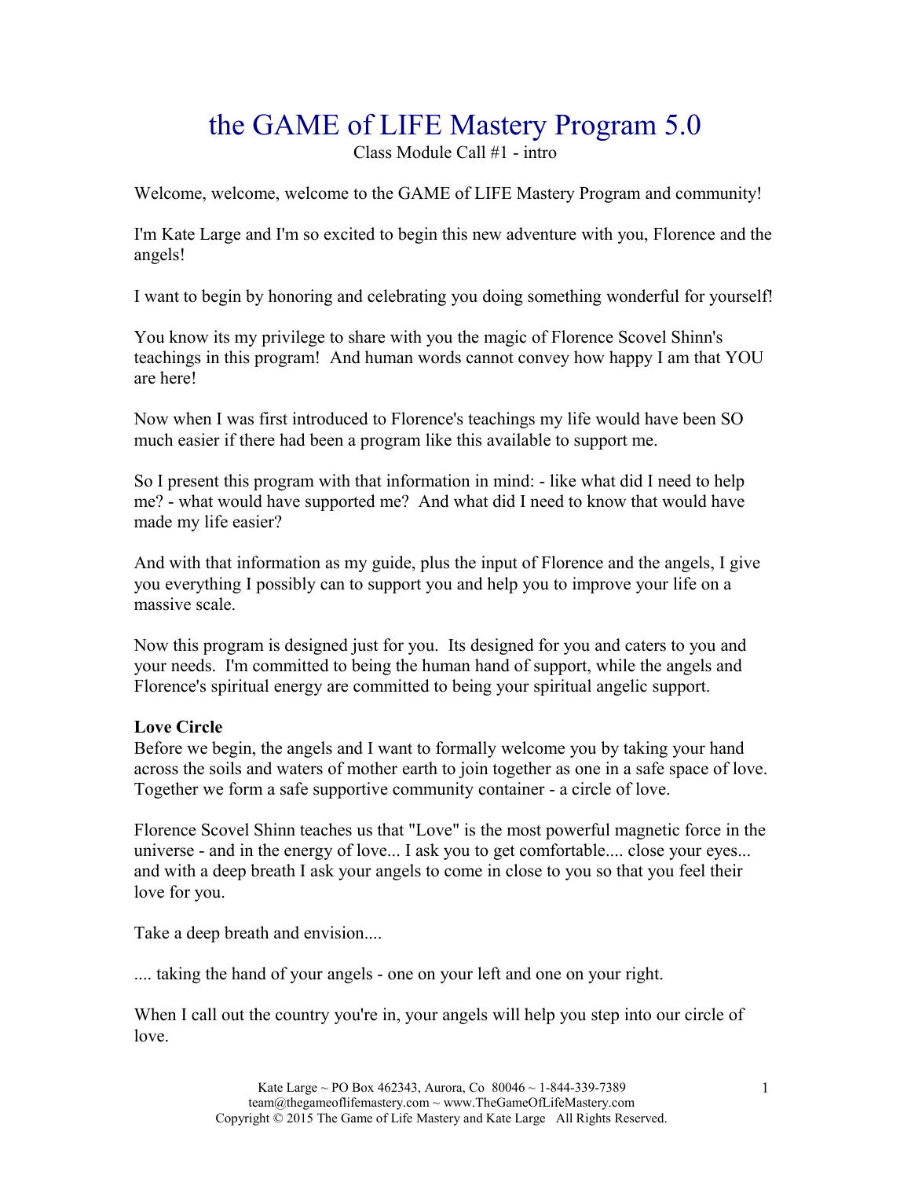# the GAME of LIFE Mastery Program 5.0

Class Module Call #1 - intro

Welcome, welcome, welcome to the GAME of LIFE Mastery Program and community!

I'm Kate Large and I'm so excited to begin this new adventure with you, Florence and the angels!

I want to begin by honoring and celebrating you doing something wonderful for yourself!

You know its my privilege to share with you the magic of Florence Scovel Shinn's teachings in this program! And human words cannot convey how happy I am that YOU are here!

Now when I was first introduced to Florence's teachings my life would have been SO much easier if there had been a program like this available to support me.

So I present this program with that information in mind: - like what did I need to help me? - what would have supported me? And what did I need to know that would have made my life easier?

And with that information as my guide, plus the input of Florence and the angels, I give you everything I possibly can to support you and help you to improve your life on a massive scale.

Now this program is designed just for you. Its designed for you and caters to you and your needs. I'm committed to being the human hand of support, while the angels and Florence's spiritual energy are committed to being your spiritual angelic support.

**Love Circle**

Before we begin, the angels and I want to formally welcome you by taking your hand across the soils and waters of mother earth to join together as one in a safe space of love. Together we form a safe supportive community container - a circle of love.

Florence Scovel Shinn teaches us that "Love" is the most powerful magnetic force in the universe - and in the energy of love... I ask you to get comfortable.... close your eyes... and with a deep breath I ask your angels to come in close to you so that you feel their love for you.

Take a deep breath and envision....

.... taking the hand of your angels - one on your left and one on your right.

When I call out the country you're in, your angels will help you step into our circle of love.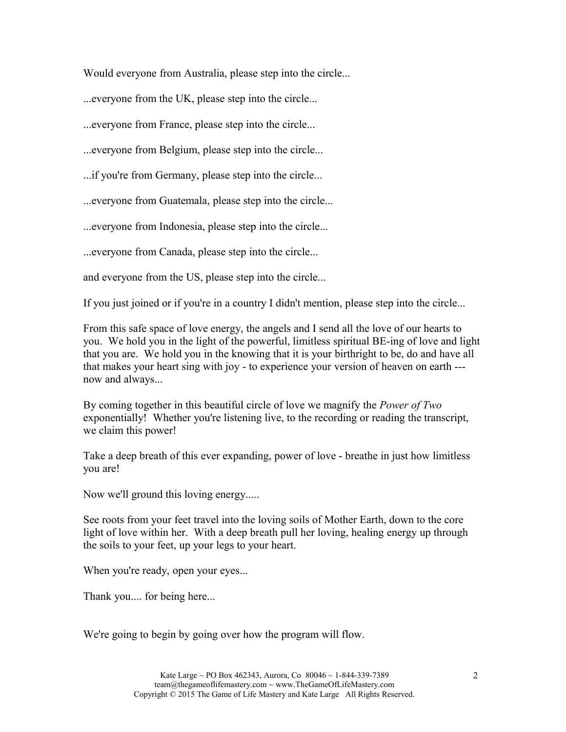Would everyone from Australia, please step into the circle...

...everyone from the UK, please step into the circle...

...everyone from France, please step into the circle...

...everyone from Belgium, please step into the circle...

...if you're from Germany, please step into the circle...

...everyone from Guatemala, please step into the circle...

...everyone from Indonesia, please step into the circle...

...everyone from Canada, please step into the circle...

and everyone from the US, please step into the circle...

If you just joined or if you're in a country I didn't mention, please step into the circle...

From this safe space of love energy, the angels and I send all the love of our hearts to you. We hold you in the light of the powerful, limitless spiritual BE-ing of love and light that you are. We hold you in the knowing that it is your birthright to be, do and have all that makes your heart sing with joy - to experience your version of heaven on earth --- now and always...

By coming together in this beautiful circle of love we magnify the *Power of Two* exponentially! Whether you're listening live, to the recording or reading the transcript, we claim this power!

Take a deep breath of this ever expanding, power of love - breathe in just how limitless you are!

Now we'll ground this loving energy.....

See roots from your feet travel into the loving soils of Mother Earth, down to the core light of love within her. With a deep breath pull her loving, healing energy up through the soils to your feet, up your legs to your heart.

When you're ready, open your eyes...

Thank you.... for being here...

We're going to begin by going over how the program will flow.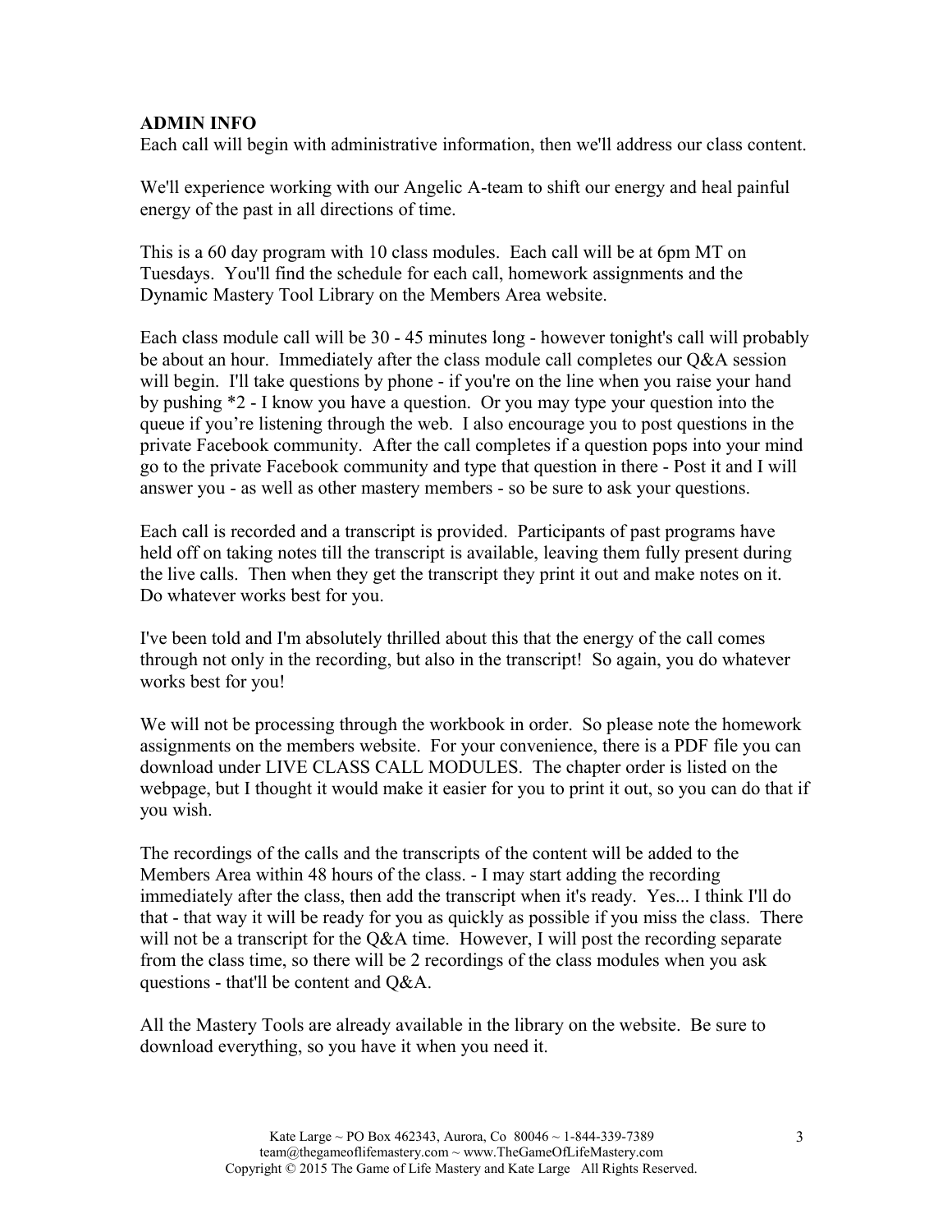**ADMIN INFO**

Each call will begin with administrative information, then we'll address our class content.

We'll experience working with our Angelic A-team to shift our energy and heal painful energy of the past in all directions of time.

This is a 60 day program with 10 class modules. Each call will be at 6pm MT on Tuesdays. You'll find the schedule for each call, homework assignments and the Dynamic Mastery Tool Library on the Members Area website.

Each class module call will be 30 - 45 minutes long - however tonight's call will probably be about an hour. Immediately after the class module call completes our Q&A session will begin. I'll take questions by phone - if you're on the line when you raise your hand by pushing *2 - I know you have a question. Or you may type your question into the queue if you're listening through the web. I also encourage you to post questions in the private Facebook community. After the call completes if a question pops into your mind go to the private Facebook community and type that question in there - Post it and I will answer you - as well as other mastery members - so be sure to ask your questions.

Each call is recorded and a transcript is provided. Participants of past programs have held off on taking notes till the transcript is available, leaving them fully present during the live calls. Then when they get the transcript they print it out and make notes on it. Do whatever works best for you.

I've been told and I'm absolutely thrilled about this that the energy of the call comes through not only in the recording, but also in the transcript! So again, you do whatever works best for you!

We will not be processing through the workbook in order. So please note the homework assignments on the members website. For your convenience, there is a PDF file you can download under LIVE CLASS CALL MODULES. The chapter order is listed on the webpage, but I thought it would make it easier for you to print it out, so you can do that if you wish.

The recordings of the calls and the transcripts of the content will be added to the Members Area within 48 hours of the class. - I may start adding the recording immediately after the class, then add the transcript when it's ready. Yes... I think I'll do that - that way it will be ready for you as quickly as possible if you miss the class. There will not be a transcript for the Q&A time. However, I will post the recording separate from the class time, so there will be 2 recordings of the class modules when you ask questions - that'll be content and Q&A.

All the Mastery Tools are already available in the library on the website. Be sure to download everything, so you have it when you need it.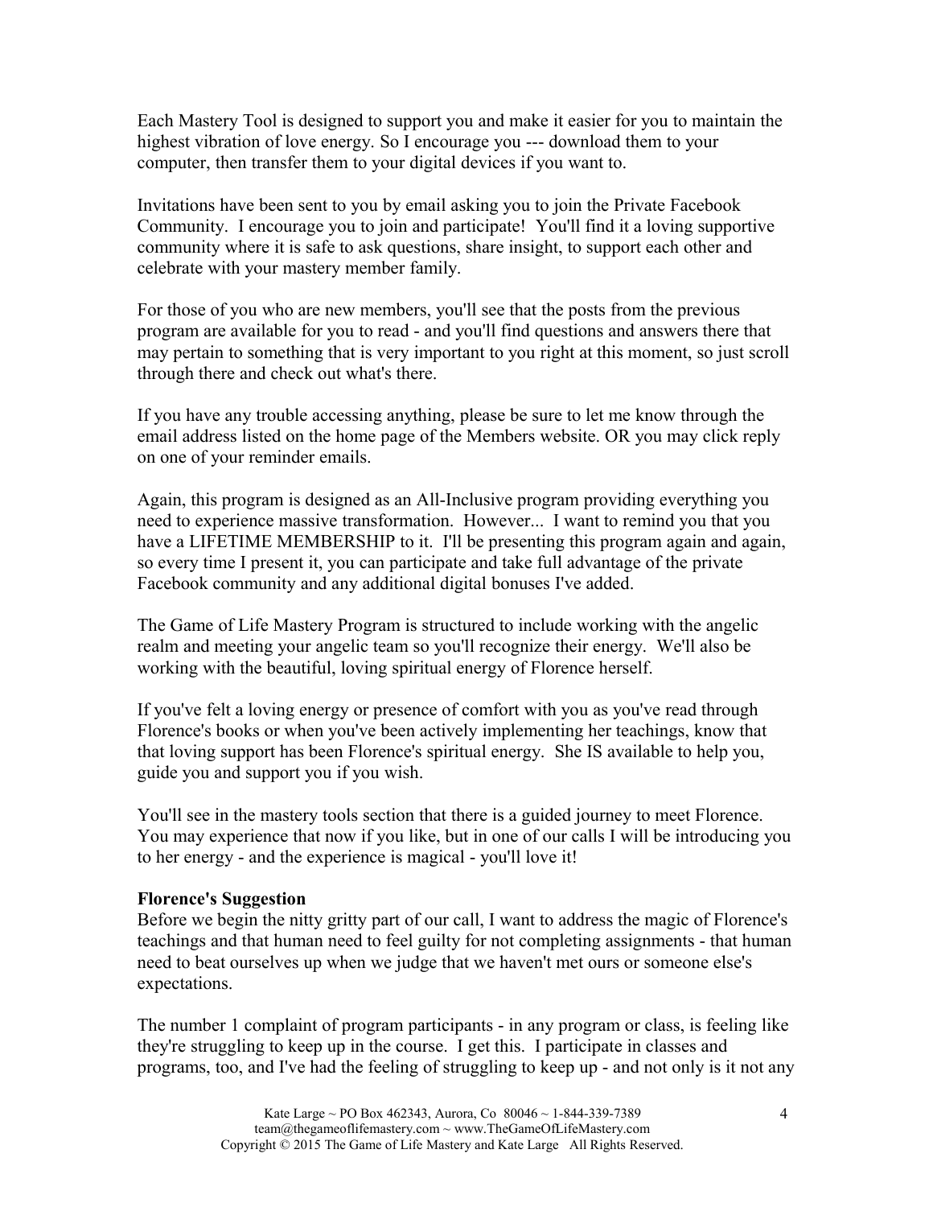Each Mastery Tool is designed to support you and make it easier for you to maintain the highest vibration of love energy. So I encourage you --- download them to your computer, then transfer them to your digital devices if you want to.

Invitations have been sent to you by email asking you to join the Private Facebook Community. I encourage you to join and participate! You'll find it a loving supportive community where it is safe to ask questions, share insight, to support each other and celebrate with your mastery member family.

For those of you who are new members, you'll see that the posts from the previous program are available for you to read - and you'll find questions and answers there that may pertain to something that is very important to you right at this moment, so just scroll through there and check out what's there.

If you have any trouble accessing anything, please be sure to let me know through the email address listed on the home page of the Members website. OR you may click reply on one of your reminder emails.

Again, this program is designed as an All-Inclusive program providing everything you need to experience massive transformation. However... I want to remind you that you have a LIFETIME MEMBERSHIP to it. I'll be presenting this program again and again, so every time I present it, you can participate and take full advantage of the private Facebook community and any additional digital bonuses I've added.

The Game of Life Mastery Program is structured to include working with the angelic realm and meeting your angelic team so you'll recognize their energy. We'll also be working with the beautiful, loving spiritual energy of Florence herself.

If you've felt a loving energy or presence of comfort with you as you've read through Florence's books or when you've been actively implementing her teachings, know that that loving support has been Florence's spiritual energy. She IS available to help you, guide you and support you if you wish.

You'll see in the mastery tools section that there is a guided journey to meet Florence. You may experience that now if you like, but in one of our calls I will be introducing you to her energy - and the experience is magical - you'll love it!

**Florence's Suggestion**

Before we begin the nitty gritty part of our call, I want to address the magic of Florence's teachings and that human need to feel guilty for not completing assignments - that human need to beat ourselves up when we judge that we haven't met ours or someone else's expectations.

The number 1 complaint of program participants - in any program or class, is feeling like they're struggling to keep up in the course. I get this. I participate in classes and programs, too, and I've had the feeling of struggling to keep up - and not only is it not any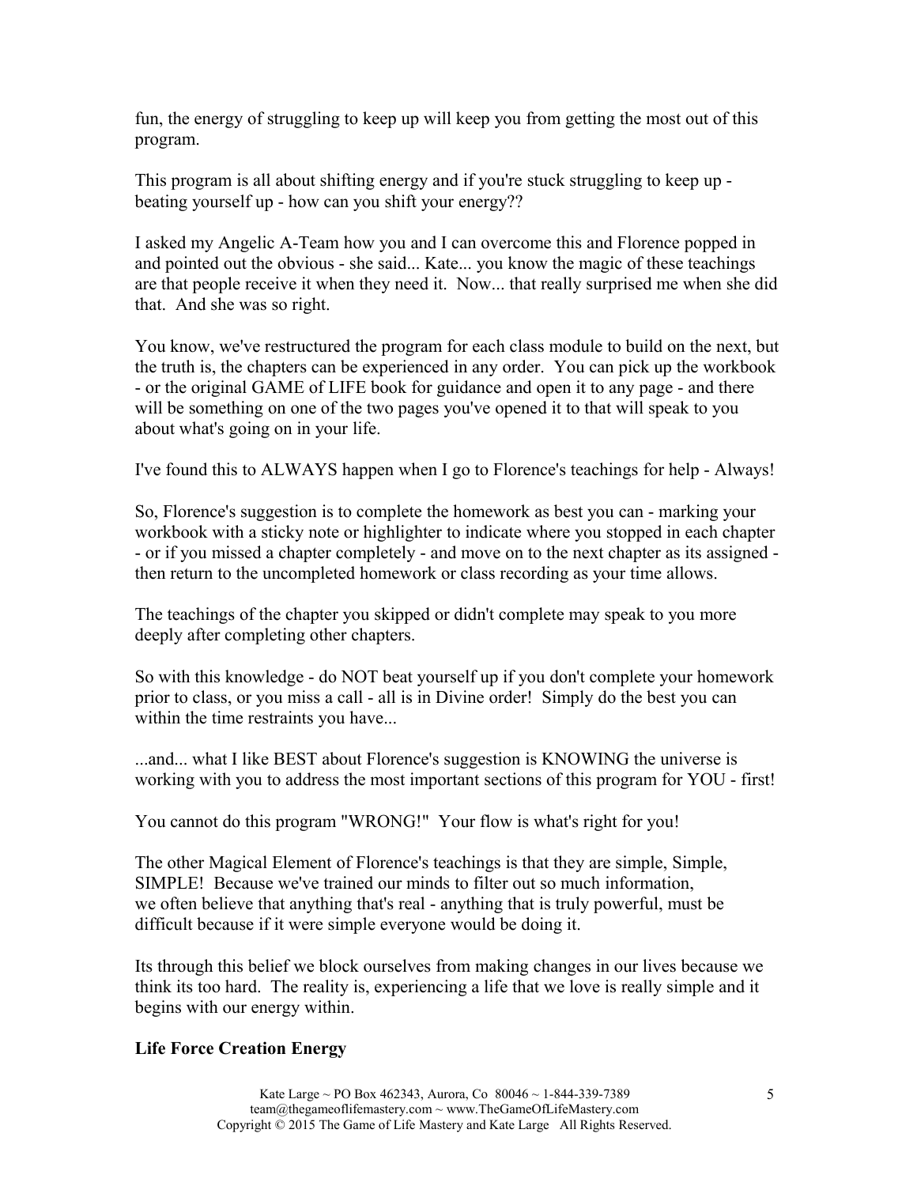fun, the energy of struggling to keep up will keep you from getting the most out of this program.

This program is all about shifting energy and if you're stuck struggling to keep up - beating yourself up - how can you shift your energy??

I asked my Angelic A-Team how you and I can overcome this and Florence popped in and pointed out the obvious - she said... Kate... you know the magic of these teachings are that people receive it when they need it. Now... that really surprised me when she did that. And she was so right.

You know, we've restructured the program for each class module to build on the next, but the truth is, the chapters can be experienced in any order. You can pick up the workbook - or the original GAME of LIFE book for guidance and open it to any page - and there will be something on one of the two pages you've opened it to that will speak to you about what's going on in your life.

I've found this to ALWAYS happen when I go to Florence's teachings for help - Always!

So, Florence's suggestion is to complete the homework as best you can - marking your workbook with a sticky note or highlighter to indicate where you stopped in each chapter - or if you missed a chapter completely - and move on to the next chapter as its assigned - then return to the uncompleted homework or class recording as your time allows.

The teachings of the chapter you skipped or didn't complete may speak to you more deeply after completing other chapters.

So with this knowledge - do NOT beat yourself up if you don't complete your homework prior to class, or you miss a call - all is in Divine order! Simply do the best you can within the time restraints you have...

...and... what I like BEST about Florence's suggestion is KNOWING the universe is working with you to address the most important sections of this program for YOU - first!

You cannot do this program "WRONG!" Your flow is what's right for you!

The other Magical Element of Florence's teachings is that they are simple, Simple, SIMPLE! Because we've trained our minds to filter out so much information, we often believe that anything that's real - anything that is truly powerful, must be difficult because if it were simple everyone would be doing it.

Its through this belief we block ourselves from making changes in our lives because we think its too hard. The reality is, experiencing a life that we love is really simple and it begins with our energy within.

**Life Force Creation Energy**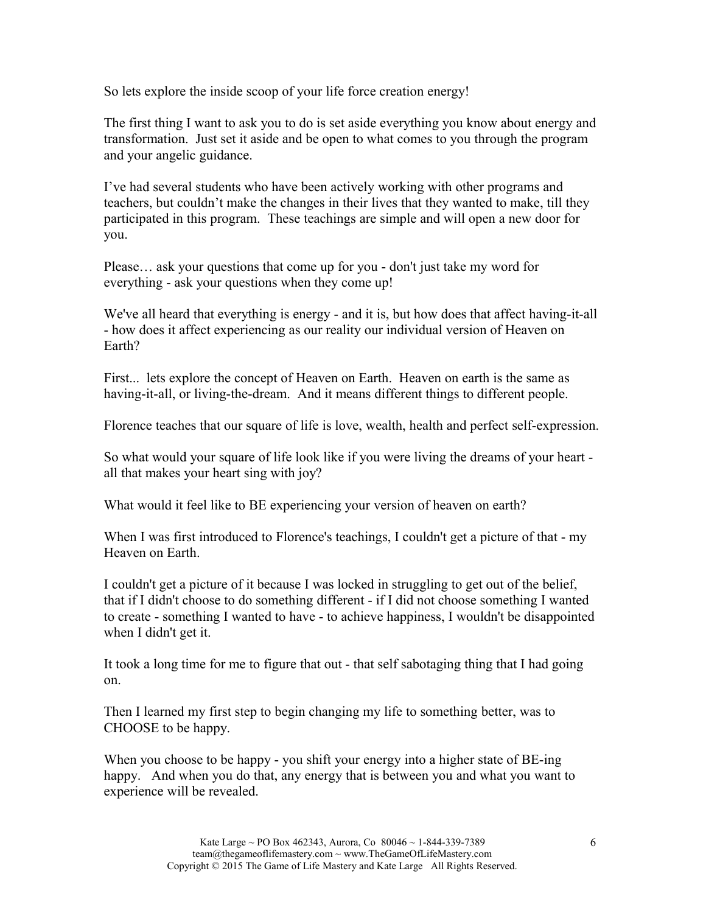So lets explore the inside scoop of your life force creation energy!

The first thing I want to ask you to do is set aside everything you know about energy and transformation. Just set it aside and be open to what comes to you through the program and your angelic guidance.

I've had several students who have been actively working with other programs and teachers, but couldn't make the changes in their lives that they wanted to make, till they participated in this program. These teachings are simple and will open a new door for you.

Please… ask your questions that come up for you - don't just take my word for everything - ask your questions when they come up!

We've all heard that everything is energy - and it is, but how does that affect having-it-all - how does it affect experiencing as our reality our individual version of Heaven on Earth?

First... lets explore the concept of Heaven on Earth. Heaven on earth is the same as having-it-all, or living-the-dream. And it means different things to different people.

Florence teaches that our square of life is love, wealth, health and perfect self-expression.

So what would your square of life look like if you were living the dreams of your heart - all that makes your heart sing with joy?

What would it feel like to BE experiencing your version of heaven on earth?

When I was first introduced to Florence's teachings, I couldn't get a picture of that - my Heaven on Earth.

I couldn't get a picture of it because I was locked in struggling to get out of the belief, that if I didn't choose to do something different - if I did not choose something I wanted to create - something I wanted to have - to achieve happiness, I wouldn't be disappointed when I didn't get it.

It took a long time for me to figure that out - that self sabotaging thing that I had going on.

Then I learned my first step to begin changing my life to something better, was to CHOOSE to be happy.

When you choose to be happy - you shift your energy into a higher state of BE-ing happy. And when you do that, any energy that is between you and what you want to experience will be revealed.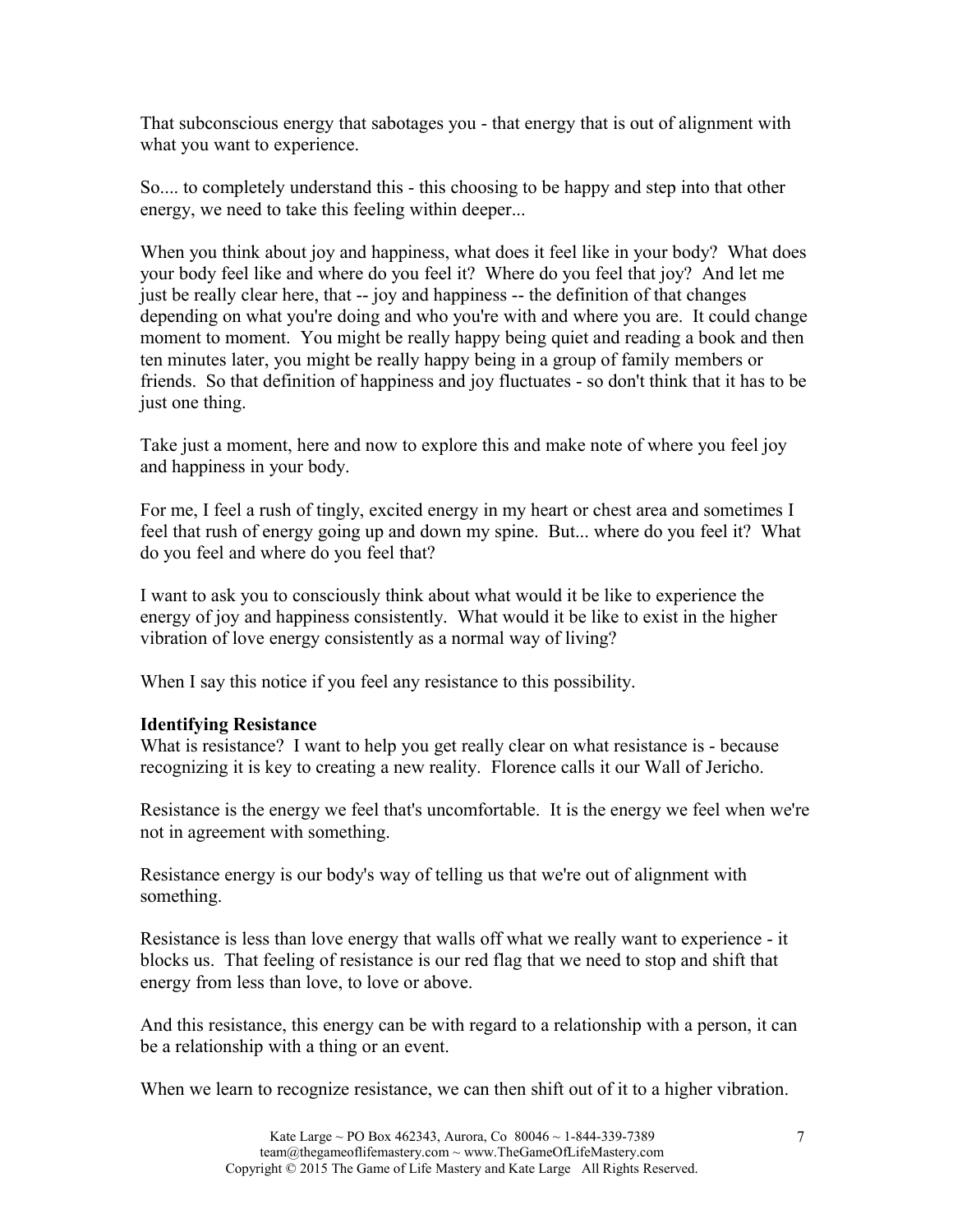That subconscious energy that sabotages you - that energy that is out of alignment with what you want to experience.

So.... to completely understand this - this choosing to be happy and step into that other energy, we need to take this feeling within deeper...

When you think about joy and happiness, what does it feel like in your body? What does your body feel like and where do you feel it? Where do you feel that joy? And let me just be really clear here, that -- joy and happiness -- the definition of that changes depending on what you're doing and who you're with and where you are. It could change moment to moment. You might be really happy being quiet and reading a book and then ten minutes later, you might be really happy being in a group of family members or friends. So that definition of happiness and joy fluctuates - so don't think that it has to be just one thing.

Take just a moment, here and now to explore this and make note of where you feel joy and happiness in your body.

For me, I feel a rush of tingly, excited energy in my heart or chest area and sometimes I feel that rush of energy going up and down my spine. But... where do you feel it? What do you feel and where do you feel that?

I want to ask you to consciously think about what would it be like to experience the energy of joy and happiness consistently. What would it be like to exist in the higher vibration of love energy consistently as a normal way of living?

When I say this notice if you feel any resistance to this possibility.

**Identifying Resistance**

What is resistance? I want to help you get really clear on what resistance is - because recognizing it is key to creating a new reality. Florence calls it our Wall of Jericho.

Resistance is the energy we feel that's uncomfortable. It is the energy we feel when we're not in agreement with something.

Resistance energy is our body's way of telling us that we're out of alignment with something.

Resistance is less than love energy that walls off what we really want to experience - it blocks us. That feeling of resistance is our red flag that we need to stop and shift that energy from less than love, to love or above.

And this resistance, this energy can be with regard to a relationship with a person, it can be a relationship with a thing or an event.

When we learn to recognize resistance, we can then shift out of it to a higher vibration.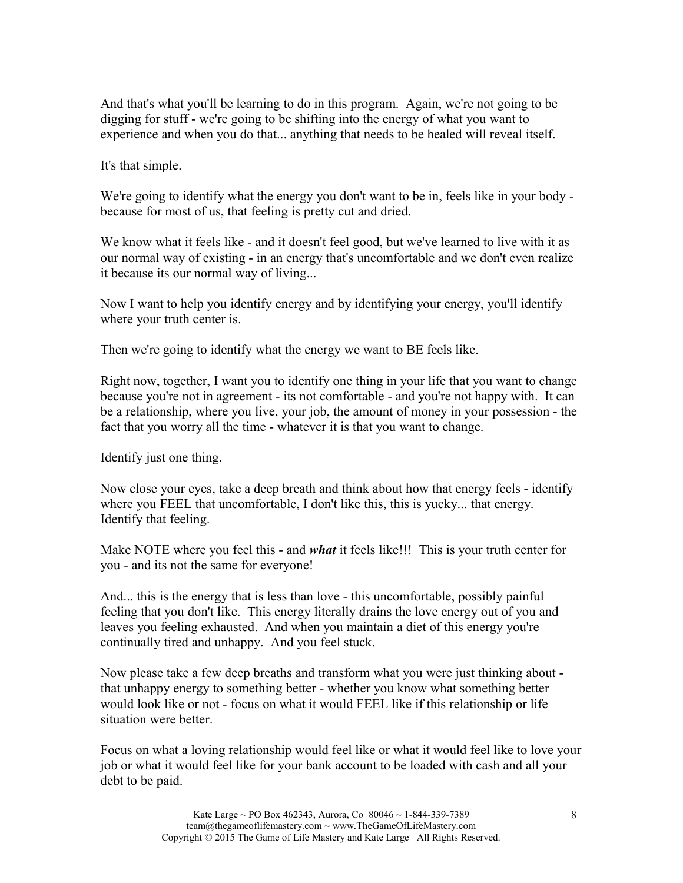And that's what you'll be learning to do in this program. Again, we're not going to be digging for stuff - we're going to be shifting into the energy of what you want to experience and when you do that... anything that needs to be healed will reveal itself.

It's that simple.

We're going to identify what the energy you don't want to be in, feels like in your body - because for most of us, that feeling is pretty cut and dried.

We know what it feels like - and it doesn't feel good, but we've learned to live with it as our normal way of existing - in an energy that's uncomfortable and we don't even realize it because its our normal way of living...

Now I want to help you identify energy and by identifying your energy, you'll identify where your truth center is.

Then we're going to identify what the energy we want to BE feels like.

Right now, together, I want you to identify one thing in your life that you want to change because you're not in agreement - its not comfortable - and you're not happy with. It can be a relationship, where you live, your job, the amount of money in your possession - the fact that you worry all the time - whatever it is that you want to change.

Identify just one thing.

Now close your eyes, take a deep breath and think about how that energy feels - identify where you FEEL that uncomfortable, I don't like this, this is yucky... that energy. Identify that feeling.

Make NOTE where you feel this - and ***what*** it feels like!!! This is your truth center for you - and its not the same for everyone!

And... this is the energy that is less than love - this uncomfortable, possibly painful feeling that you don't like. This energy literally drains the love energy out of you and leaves you feeling exhausted. And when you maintain a diet of this energy you're continually tired and unhappy. And you feel stuck.

Now please take a few deep breaths and transform what you were just thinking about - that unhappy energy to something better - whether you know what something better would look like or not - focus on what it would FEEL like if this relationship or life situation were better.

Focus on what a loving relationship would feel like or what it would feel like to love your job or what it would feel like for your bank account to be loaded with cash and all your debt to be paid.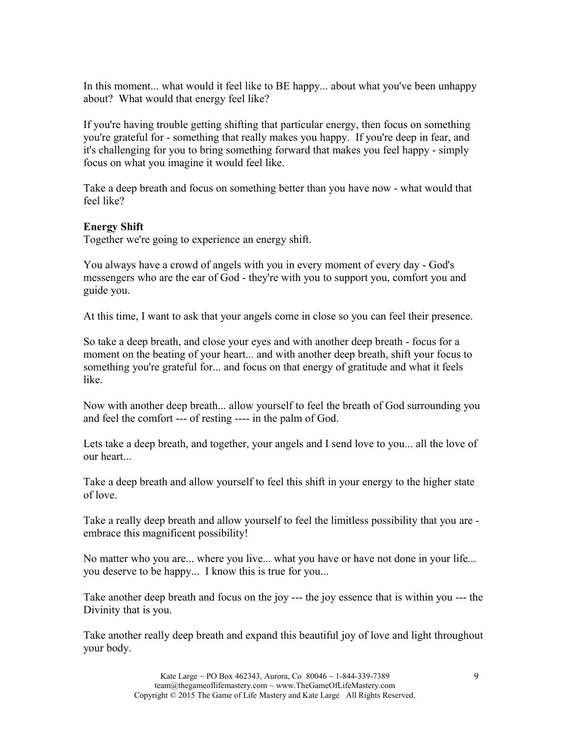In this moment... what would it feel like to BE happy... about what you've been unhappy about? What would that energy feel like?

If you're having trouble getting shifting that particular energy, then focus on something you're grateful for - something that really makes you happy. If you're deep in fear, and it's challenging for you to bring something forward that makes you feel happy - simply focus on what you imagine it would feel like.

Take a deep breath and focus on something better than you have now - what would that feel like?

**Energy Shift**

Together we're going to experience an energy shift.

You always have a crowd of angels with you in every moment of every day - God's messengers who are the ear of God - they're with you to support you, comfort you and guide you.

At this time, I want to ask that your angels come in close so you can feel their presence.

So take a deep breath, and close your eyes and with another deep breath - focus for a moment on the beating of your heart... and with another deep breath, shift your focus to something you're grateful for... and focus on that energy of gratitude and what it feels like.

Now with another deep breath... allow yourself to feel the breath of God surrounding you and feel the comfort --- of resting ---- in the palm of God.

Lets take a deep breath, and together, your angels and I send love to you... all the love of our heart...

Take a deep breath and allow yourself to feel this shift in your energy to the higher state of love.

Take a really deep breath and allow yourself to feel the limitless possibility that you are - embrace this magnificent possibility!

No matter who you are... where you live... what you have or have not done in your life... you deserve to be happy... I know this is true for you...

Take another deep breath and focus on the joy --- the joy essence that is within you --- the Divinity that is you.

Take another really deep breath and expand this beautiful joy of love and light throughout your body.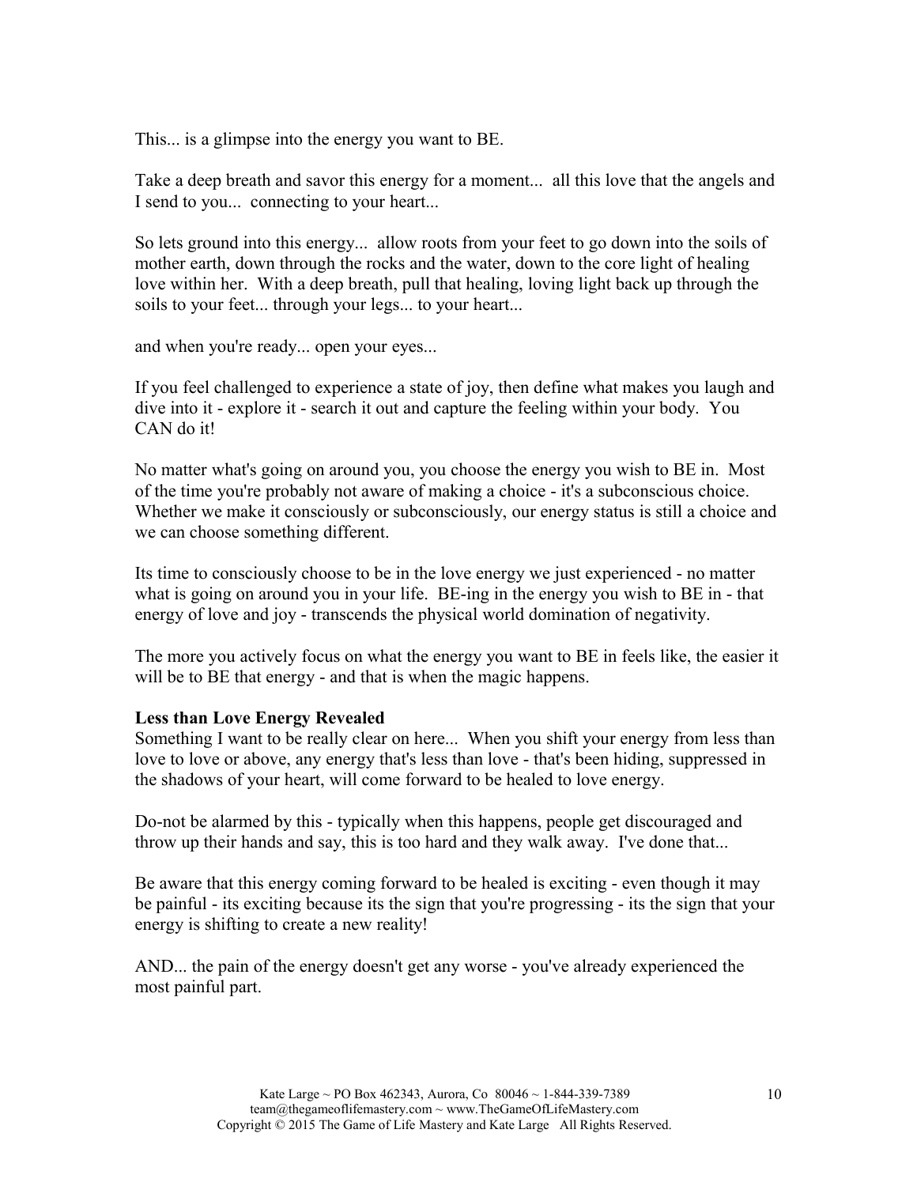This... is a glimpse into the energy you want to BE.

Take a deep breath and savor this energy for a moment... all this love that the angels and I send to you... connecting to your heart...

So lets ground into this energy... allow roots from your feet to go down into the soils of mother earth, down through the rocks and the water, down to the core light of healing love within her. With a deep breath, pull that healing, loving light back up through the soils to your feet... through your legs... to your heart...

and when you're ready... open your eyes...

If you feel challenged to experience a state of joy, then define what makes you laugh and dive into it - explore it - search it out and capture the feeling within your body. You CAN do it!

No matter what's going on around you, you choose the energy you wish to BE in. Most of the time you're probably not aware of making a choice - it's a subconscious choice. Whether we make it consciously or subconsciously, our energy status is still a choice and we can choose something different.

Its time to consciously choose to be in the love energy we just experienced - no matter what is going on around you in your life. BE-ing in the energy you wish to BE in - that energy of love and joy - transcends the physical world domination of negativity.

The more you actively focus on what the energy you want to BE in feels like, the easier it will be to BE that energy - and that is when the magic happens.

**Less than Love Energy Revealed**

Something I want to be really clear on here... When you shift your energy from less than love to love or above, any energy that's less than love - that's been hiding, suppressed in the shadows of your heart, will come forward to be healed to love energy.

Do-not be alarmed by this - typically when this happens, people get discouraged and throw up their hands and say, this is too hard and they walk away. I've done that...

Be aware that this energy coming forward to be healed is exciting - even though it may be painful - its exciting because its the sign that you're progressing - its the sign that your energy is shifting to create a new reality!

AND... the pain of the energy doesn't get any worse - you've already experienced the most painful part.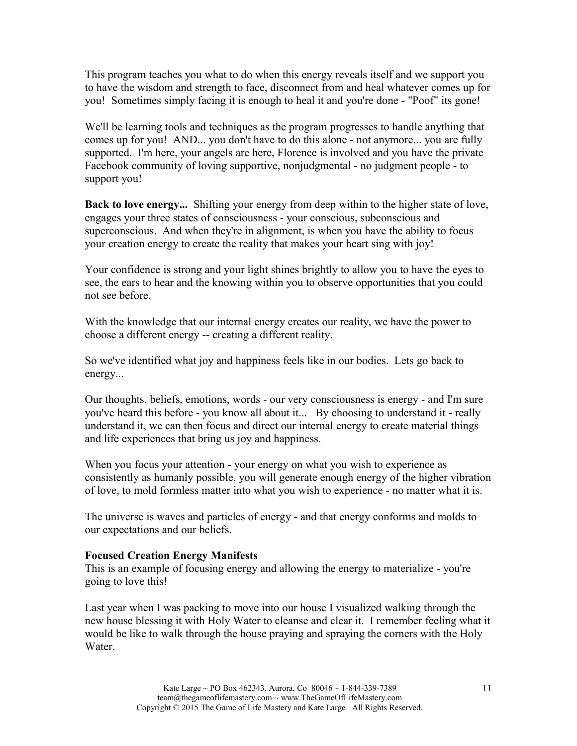This program teaches you what to do when this energy reveals itself and we support you to have the wisdom and strength to face, disconnect from and heal whatever comes up for you! Sometimes simply facing it is enough to heal it and you're done - "Poof" its gone!

We'll be learning tools and techniques as the program progresses to handle anything that comes up for you! AND... you don't have to do this alone - not anymore... you are fully supported. I'm here, your angels are here, Florence is involved and you have the private Facebook community of loving supportive, nonjudgmental - no judgment people - to support you!

**Back to love energy...** Shifting your energy from deep within to the higher state of love, engages your three states of consciousness - your conscious, subconscious and superconscious. And when they're in alignment, is when you have the ability to focus your creation energy to create the reality that makes your heart sing with joy!

Your confidence is strong and your light shines brightly to allow you to have the eyes to see, the ears to hear and the knowing within you to observe opportunities that you could not see before.

With the knowledge that our internal energy creates our reality, we have the power to choose a different energy -- creating a different reality.

So we've identified what joy and happiness feels like in our bodies. Lets go back to energy...

Our thoughts, beliefs, emotions, words - our very consciousness is energy - and I'm sure you've heard this before - you know all about it... By choosing to understand it - really understand it, we can then focus and direct our internal energy to create material things and life experiences that bring us joy and happiness.

When you focus your attention - your energy on what you wish to experience as consistently as humanly possible, you will generate enough energy of the higher vibration of love, to mold formless matter into what you wish to experience - no matter what it is.

The universe is waves and particles of energy - and that energy conforms and molds to our expectations and our beliefs.

**Focused Creation Energy Manifests**
This is an example of focusing energy and allowing the energy to materialize - you're going to love this!

Last year when I was packing to move into our house I visualized walking through the new house blessing it with Holy Water to cleanse and clear it. I remember feeling what it would be like to walk through the house praying and spraying the corners with the Holy Water.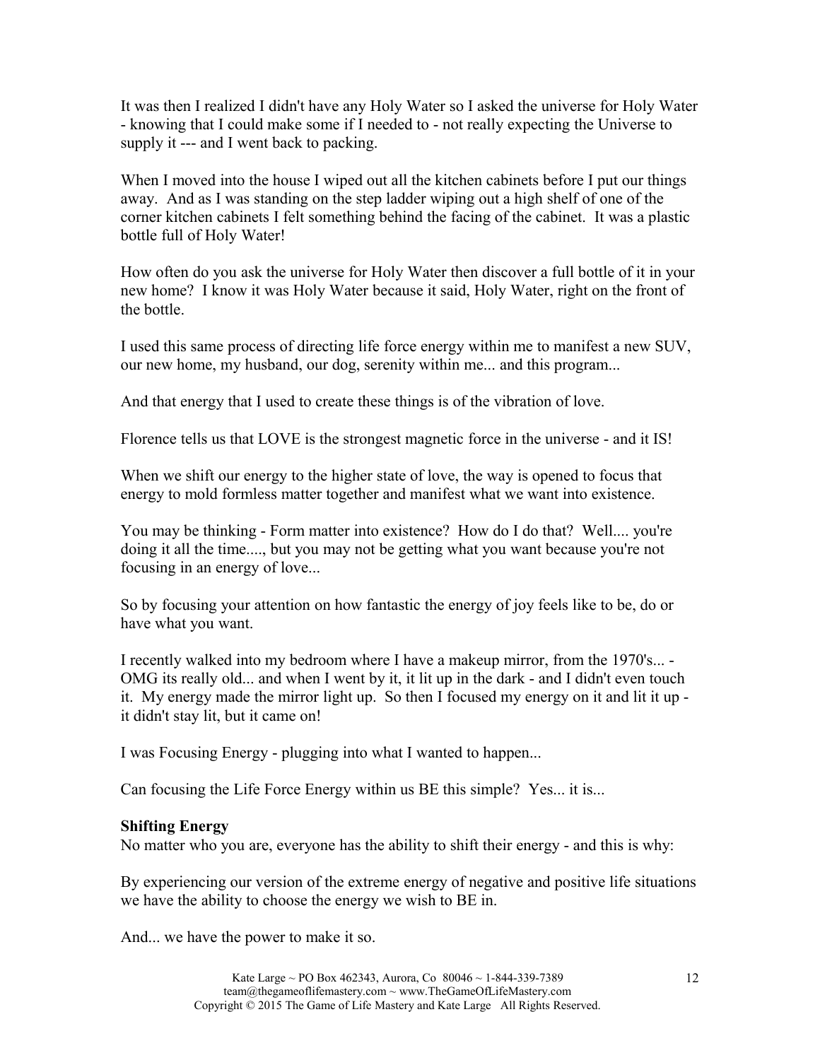It was then I realized I didn't have any Holy Water so I asked the universe for Holy Water - knowing that I could make some if I needed to - not really expecting the Universe to supply it --- and I went back to packing.

When I moved into the house I wiped out all the kitchen cabinets before I put our things away. And as I was standing on the step ladder wiping out a high shelf of one of the corner kitchen cabinets I felt something behind the facing of the cabinet. It was a plastic bottle full of Holy Water!

How often do you ask the universe for Holy Water then discover a full bottle of it in your new home? I know it was Holy Water because it said, Holy Water, right on the front of the bottle.

I used this same process of directing life force energy within me to manifest a new SUV, our new home, my husband, our dog, serenity within me... and this program...

And that energy that I used to create these things is of the vibration of love.

Florence tells us that LOVE is the strongest magnetic force in the universe - and it IS!

When we shift our energy to the higher state of love, the way is opened to focus that energy to mold formless matter together and manifest what we want into existence.

You may be thinking - Form matter into existence? How do I do that? Well.... you're doing it all the time...., but you may not be getting what you want because you're not focusing in an energy of love...

So by focusing your attention on how fantastic the energy of joy feels like to be, do or have what you want.

I recently walked into my bedroom where I have a makeup mirror, from the 1970's... - OMG its really old... and when I went by it, it lit up in the dark - and I didn't even touch it. My energy made the mirror light up. So then I focused my energy on it and lit it up - it didn't stay lit, but it came on!

I was Focusing Energy - plugging into what I wanted to happen...

Can focusing the Life Force Energy within us BE this simple? Yes... it is...

**Shifting Energy**

No matter who you are, everyone has the ability to shift their energy - and this is why:

By experiencing our version of the extreme energy of negative and positive life situations we have the ability to choose the energy we wish to BE in.

And... we have the power to make it so.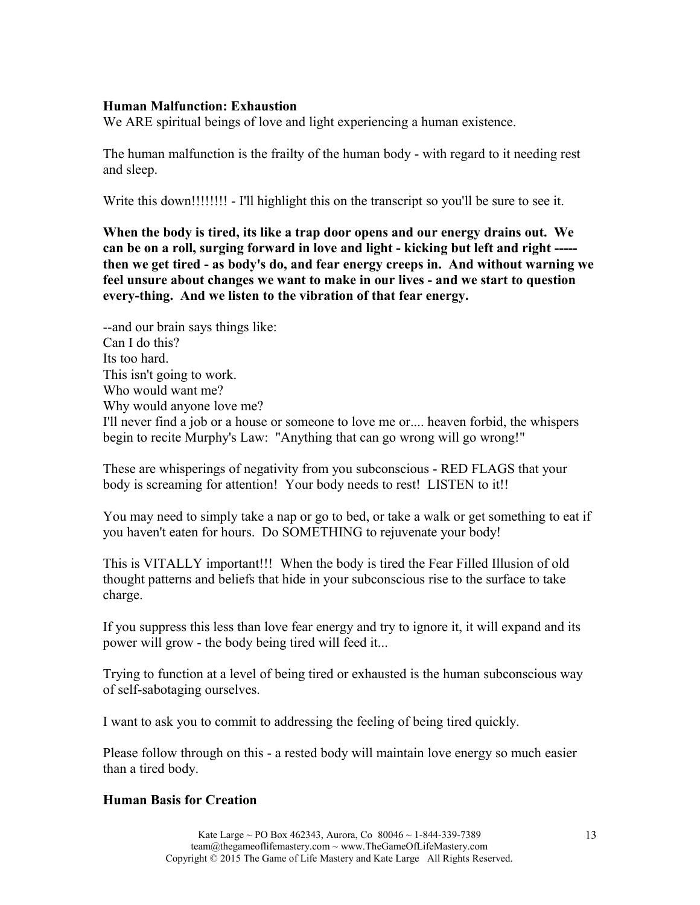**Human Malfunction: Exhaustion**

We ARE spiritual beings of love and light experiencing a human existence.

The human malfunction is the frailty of the human body - with regard to it needing rest and sleep.

Write this down!!!!!!!! - I'll highlight this on the transcript so you'll be sure to see it.

**When the body is tired, its like a trap door opens and our energy drains out. We can be on a roll, surging forward in love and light - kicking but left and right ----- then we get tired - as body's do, and fear energy creeps in. And without warning we feel unsure about changes we want to make in our lives - and we start to question every-thing. And we listen to the vibration of that fear energy.**

--and our brain says things like:
Can I do this?
Its too hard.
This isn't going to work.
Who would want me?
Why would anyone love me?
I'll never find a job or a house or someone to love me or.... heaven forbid, the whispers begin to recite Murphy's Law: "Anything that can go wrong will go wrong!"

These are whisperings of negativity from you subconscious - RED FLAGS that your body is screaming for attention! Your body needs to rest! LISTEN to it!!

You may need to simply take a nap or go to bed, or take a walk or get something to eat if you haven't eaten for hours. Do SOMETHING to rejuvenate your body!

This is VITALLY important!!! When the body is tired the Fear Filled Illusion of old thought patterns and beliefs that hide in your subconscious rise to the surface to take charge.

If you suppress this less than love fear energy and try to ignore it, it will expand and its power will grow - the body being tired will feed it...

Trying to function at a level of being tired or exhausted is the human subconscious way of self-sabotaging ourselves.

I want to ask you to commit to addressing the feeling of being tired quickly.

Please follow through on this - a rested body will maintain love energy so much easier than a tired body.

**Human Basis for Creation**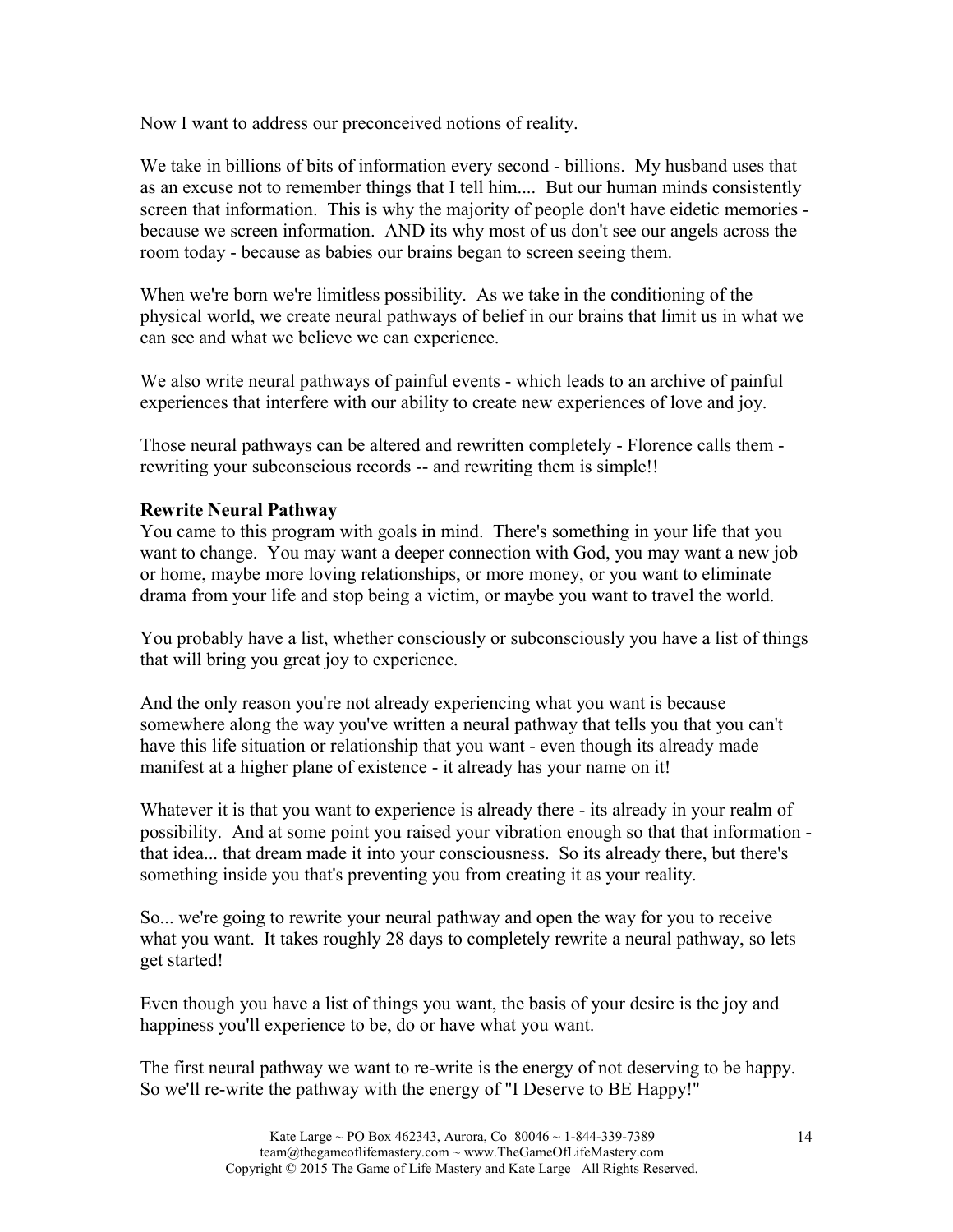Now I want to address our preconceived notions of reality.

We take in billions of bits of information every second - billions. My husband uses that as an excuse not to remember things that I tell him.... But our human minds consistently screen that information. This is why the majority of people don't have eidetic memories - because we screen information. AND its why most of us don't see our angels across the room today - because as babies our brains began to screen seeing them.

When we're born we're limitless possibility. As we take in the conditioning of the physical world, we create neural pathways of belief in our brains that limit us in what we can see and what we believe we can experience.

We also write neural pathways of painful events - which leads to an archive of painful experiences that interfere with our ability to create new experiences of love and joy.

Those neural pathways can be altered and rewritten completely - Florence calls them - rewriting your subconscious records -- and rewriting them is simple!!

**Rewrite Neural Pathway**

You came to this program with goals in mind. There's something in your life that you want to change. You may want a deeper connection with God, you may want a new job or home, maybe more loving relationships, or more money, or you want to eliminate drama from your life and stop being a victim, or maybe you want to travel the world.

You probably have a list, whether consciously or subconsciously you have a list of things that will bring you great joy to experience.

And the only reason you're not already experiencing what you want is because somewhere along the way you've written a neural pathway that tells you that you can't have this life situation or relationship that you want - even though its already made manifest at a higher plane of existence - it already has your name on it!

Whatever it is that you want to experience is already there - its already in your realm of possibility. And at some point you raised your vibration enough so that that information - that idea... that dream made it into your consciousness. So its already there, but there's something inside you that's preventing you from creating it as your reality.

So... we're going to rewrite your neural pathway and open the way for you to receive what you want. It takes roughly 28 days to completely rewrite a neural pathway, so lets get started!

Even though you have a list of things you want, the basis of your desire is the joy and happiness you'll experience to be, do or have what you want.

The first neural pathway we want to re-write is the energy of not deserving to be happy. So we'll re-write the pathway with the energy of "I Deserve to BE Happy!"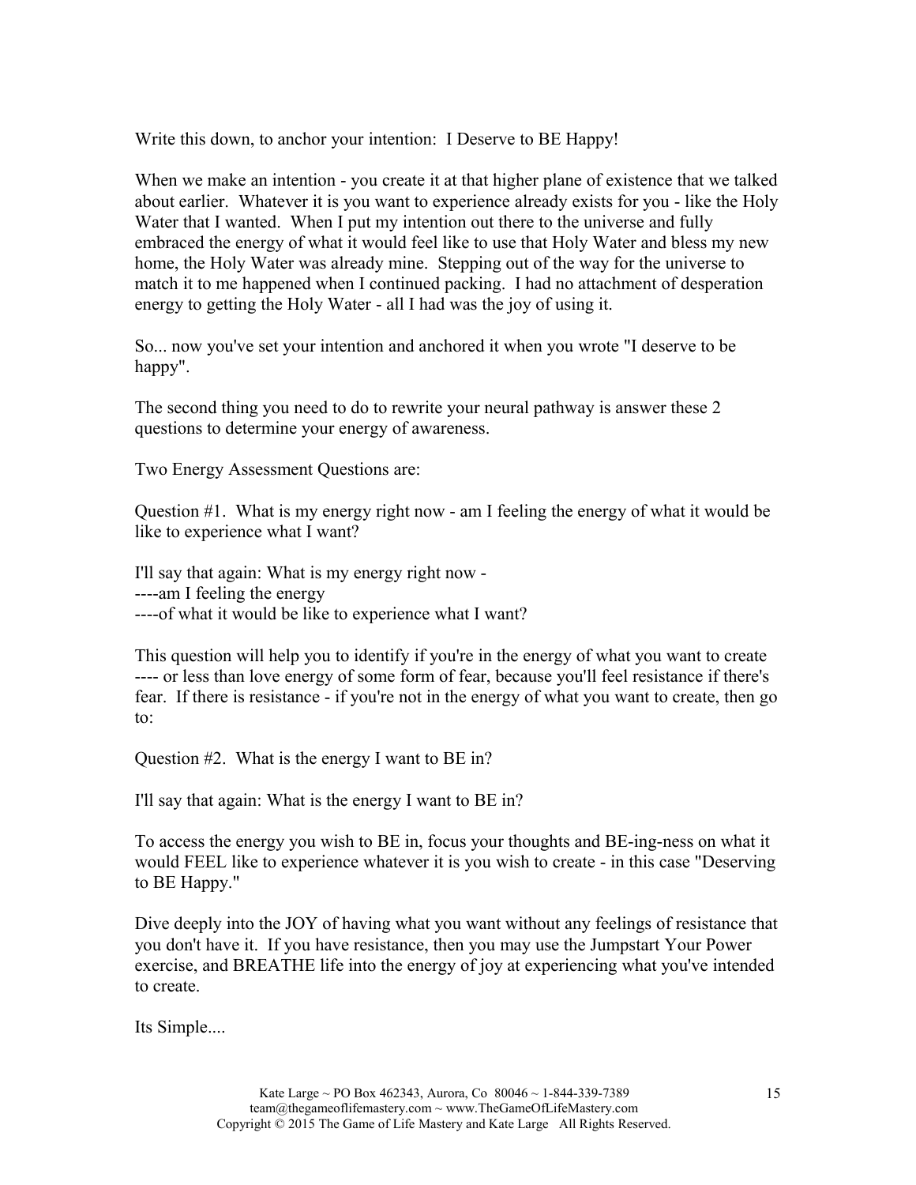Write this down, to anchor your intention: I Deserve to BE Happy!

When we make an intention - you create it at that higher plane of existence that we talked about earlier. Whatever it is you want to experience already exists for you - like the Holy Water that I wanted. When I put my intention out there to the universe and fully embraced the energy of what it would feel like to use that Holy Water and bless my new home, the Holy Water was already mine. Stepping out of the way for the universe to match it to me happened when I continued packing. I had no attachment of desperation energy to getting the Holy Water - all I had was the joy of using it.

So... now you've set your intention and anchored it when you wrote "I deserve to be happy".

The second thing you need to do to rewrite your neural pathway is answer these 2 questions to determine your energy of awareness.

Two Energy Assessment Questions are:

Question #1. What is my energy right now - am I feeling the energy of what it would be like to experience what I want?

I'll say that again: What is my energy right now -
----am I feeling the energy
----of what it would be like to experience what I want?

This question will help you to identify if you're in the energy of what you want to create ---- or less than love energy of some form of fear, because you'll feel resistance if there's fear. If there is resistance - if you're not in the energy of what you want to create, then go to:

Question #2. What is the energy I want to BE in?

I'll say that again: What is the energy I want to BE in?

To access the energy you wish to BE in, focus your thoughts and BE-ing-ness on what it would FEEL like to experience whatever it is you wish to create - in this case "Deserving to BE Happy."

Dive deeply into the JOY of having what you want without any feelings of resistance that you don't have it. If you have resistance, then you may use the Jumpstart Your Power exercise, and BREATHE life into the energy of joy at experiencing what you've intended to create.

Its Simple....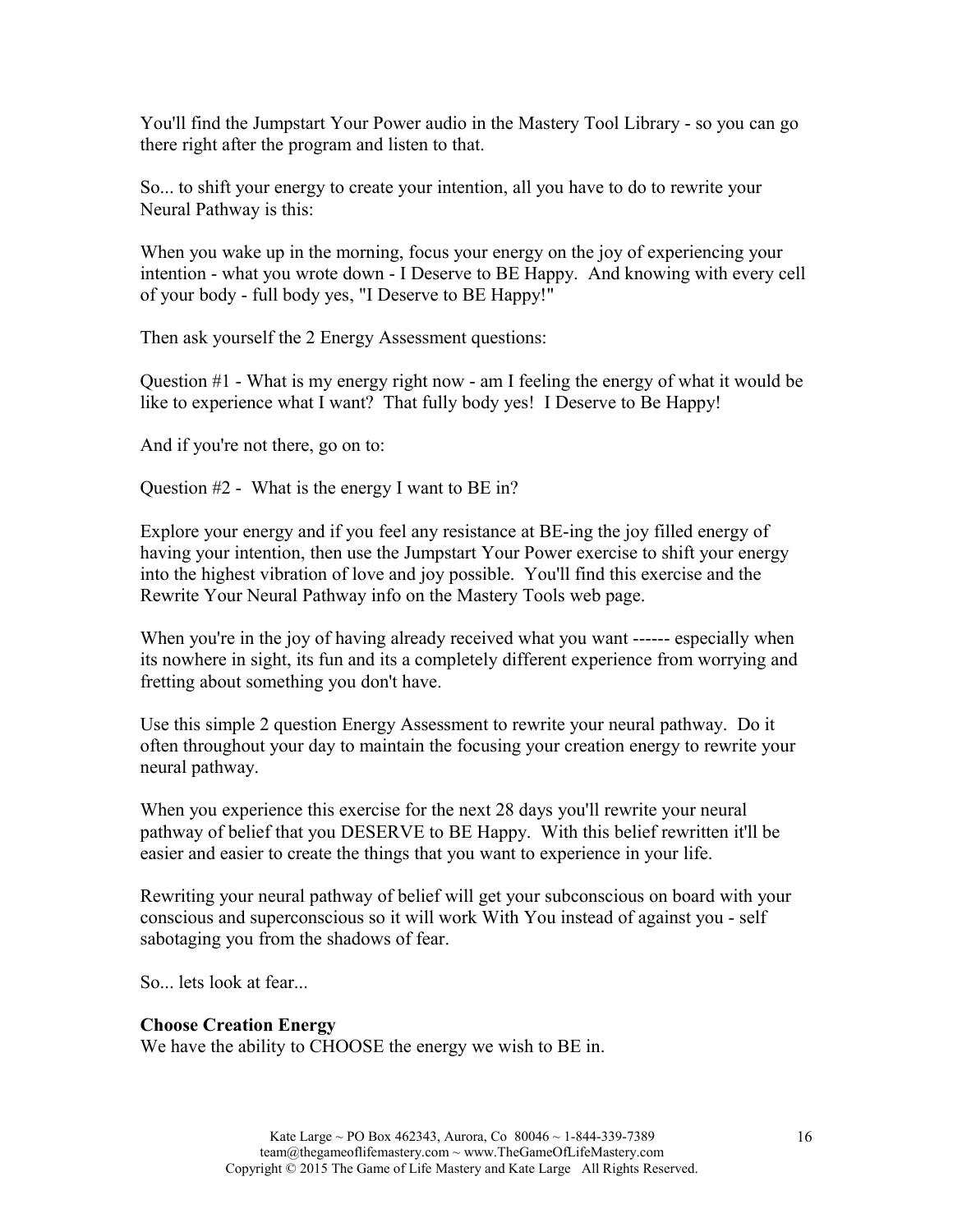You'll find the Jumpstart Your Power audio in the Mastery Tool Library - so you can go there right after the program and listen to that.

So... to shift your energy to create your intention, all you have to do to rewrite your Neural Pathway is this:

When you wake up in the morning, focus your energy on the joy of experiencing your intention - what you wrote down - I Deserve to BE Happy. And knowing with every cell of your body - full body yes, "I Deserve to BE Happy!"

Then ask yourself the 2 Energy Assessment questions:

Question #1 - What is my energy right now - am I feeling the energy of what it would be like to experience what I want? That fully body yes! I Deserve to Be Happy!

And if you're not there, go on to:

Question #2 - What is the energy I want to BE in?

Explore your energy and if you feel any resistance at BE-ing the joy filled energy of having your intention, then use the Jumpstart Your Power exercise to shift your energy into the highest vibration of love and joy possible. You'll find this exercise and the Rewrite Your Neural Pathway info on the Mastery Tools web page.

When you're in the joy of having already received what you want ------ especially when its nowhere in sight, its fun and its a completely different experience from worrying and fretting about something you don't have.

Use this simple 2 question Energy Assessment to rewrite your neural pathway. Do it often throughout your day to maintain the focusing your creation energy to rewrite your neural pathway.

When you experience this exercise for the next 28 days you'll rewrite your neural pathway of belief that you DESERVE to BE Happy. With this belief rewritten it'll be easier and easier to create the things that you want to experience in your life.

Rewriting your neural pathway of belief will get your subconscious on board with your conscious and superconscious so it will work With You instead of against you - self sabotaging you from the shadows of fear.

So... lets look at fear...

**Choose Creation Energy**
We have the ability to CHOOSE the energy we wish to BE in.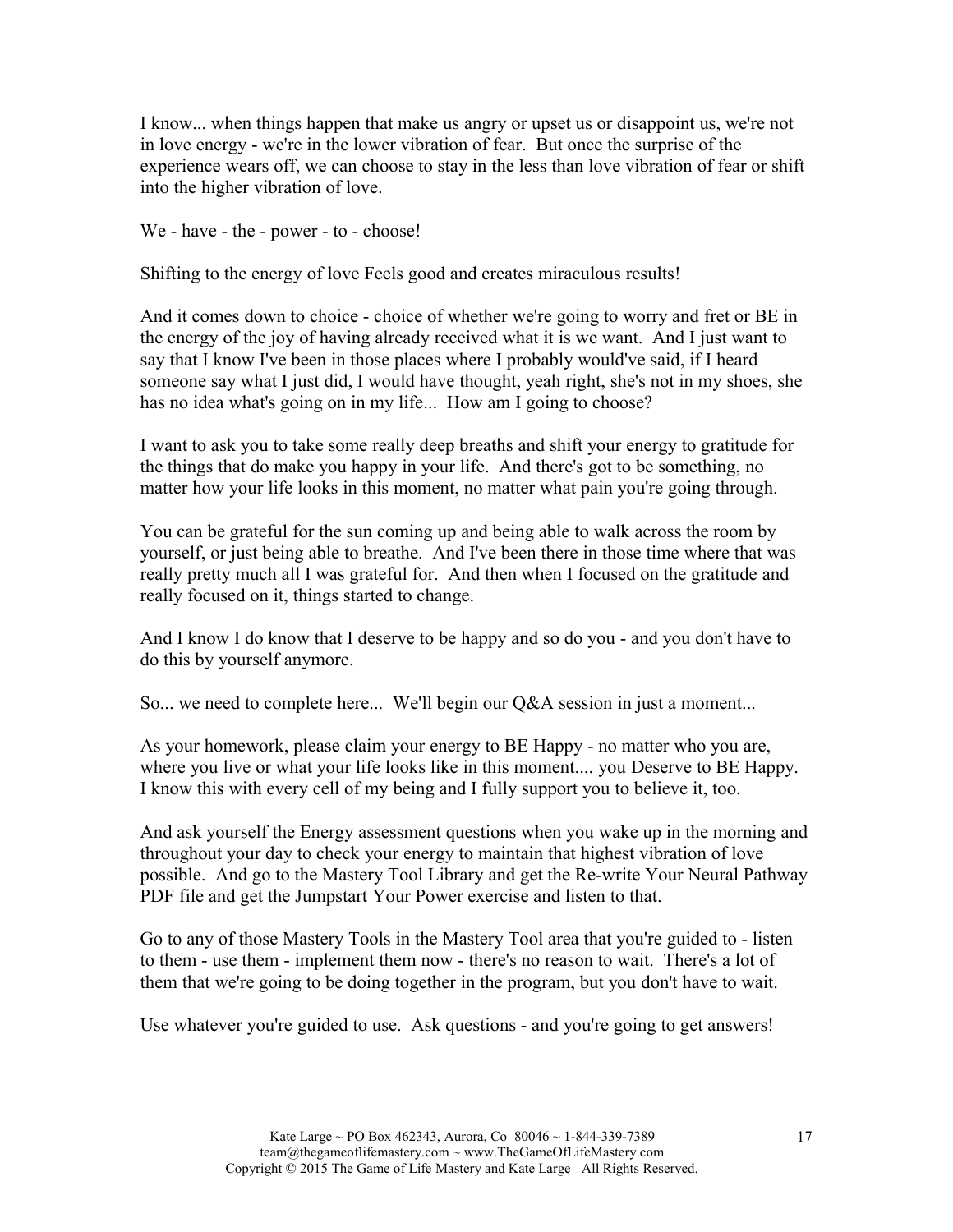I know... when things happen that make us angry or upset us or disappoint us, we're not in love energy - we're in the lower vibration of fear. But once the surprise of the experience wears off, we can choose to stay in the less than love vibration of fear or shift into the higher vibration of love.

We - have - the - power - to - choose!

Shifting to the energy of love Feels good and creates miraculous results!

And it comes down to choice - choice of whether we're going to worry and fret or BE in the energy of the joy of having already received what it is we want. And I just want to say that I know I've been in those places where I probably would've said, if I heard someone say what I just did, I would have thought, yeah right, she's not in my shoes, she has no idea what's going on in my life... How am I going to choose?

I want to ask you to take some really deep breaths and shift your energy to gratitude for the things that do make you happy in your life. And there's got to be something, no matter how your life looks in this moment, no matter what pain you're going through.

You can be grateful for the sun coming up and being able to walk across the room by yourself, or just being able to breathe. And I've been there in those time where that was really pretty much all I was grateful for. And then when I focused on the gratitude and really focused on it, things started to change.

And I know I do know that I deserve to be happy and so do you - and you don't have to do this by yourself anymore.

So... we need to complete here... We'll begin our Q&A session in just a moment...

As your homework, please claim your energy to BE Happy - no matter who you are, where you live or what your life looks like in this moment.... you Deserve to BE Happy. I know this with every cell of my being and I fully support you to believe it, too.

And ask yourself the Energy assessment questions when you wake up in the morning and throughout your day to check your energy to maintain that highest vibration of love possible. And go to the Mastery Tool Library and get the Re-write Your Neural Pathway PDF file and get the Jumpstart Your Power exercise and listen to that.

Go to any of those Mastery Tools in the Mastery Tool area that you're guided to - listen to them - use them - implement them now - there's no reason to wait. There's a lot of them that we're going to be doing together in the program, but you don't have to wait.

Use whatever you're guided to use. Ask questions - and you're going to get answers!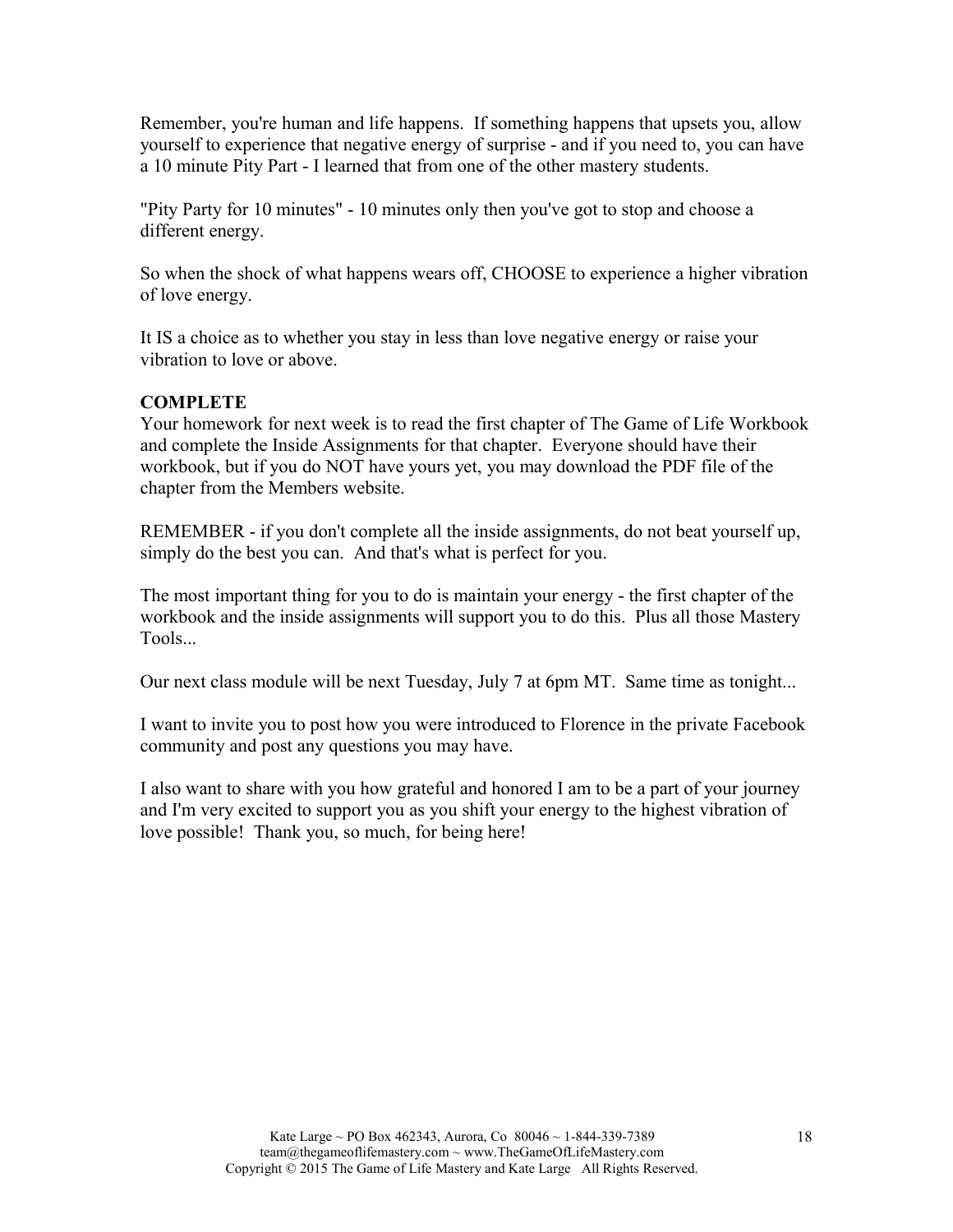Remember, you're human and life happens. If something happens that upsets you, allow yourself to experience that negative energy of surprise - and if you need to, you can have a 10 minute Pity Part - I learned that from one of the other mastery students.

"Pity Party for 10 minutes" - 10 minutes only then you've got to stop and choose a different energy.

So when the shock of what happens wears off, CHOOSE to experience a higher vibration of love energy.

It IS a choice as to whether you stay in less than love negative energy or raise your vibration to love or above.

**COMPLETE**

Your homework for next week is to read the first chapter of The Game of Life Workbook and complete the Inside Assignments for that chapter. Everyone should have their workbook, but if you do NOT have yours yet, you may download the PDF file of the chapter from the Members website.

REMEMBER - if you don't complete all the inside assignments, do not beat yourself up, simply do the best you can. And that's what is perfect for you.

The most important thing for you to do is maintain your energy - the first chapter of the workbook and the inside assignments will support you to do this. Plus all those Mastery Tools...

Our next class module will be next Tuesday, July 7 at 6pm MT. Same time as tonight...

I want to invite you to post how you were introduced to Florence in the private Facebook community and post any questions you may have.

I also want to share with you how grateful and honored I am to be a part of your journey and I'm very excited to support you as you shift your energy to the highest vibration of love possible! Thank you, so much, for being here!